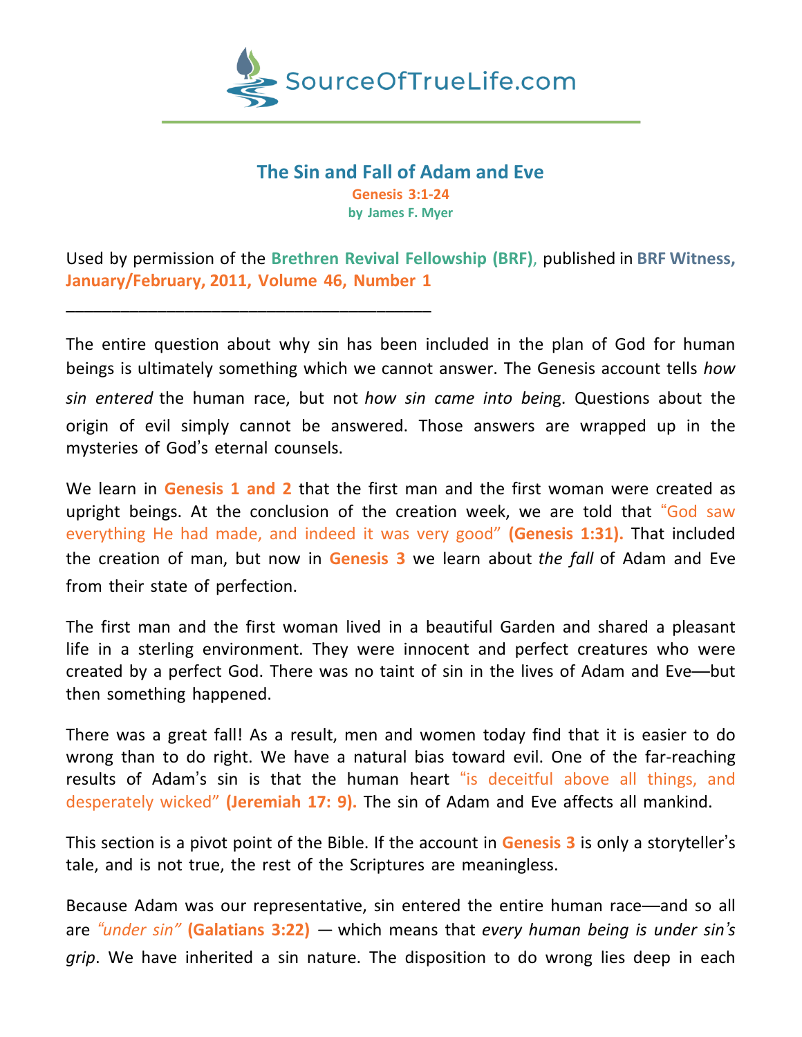SourceOfTrueLife.com

# The Sin and Fall of Adam and Eve

**Genesis 3:1-24**

**by James F. Myer**

Used by permission of the **Brethren Revival Fellowship (BRF)**, published in **BRF Witness, January/February, 2011, Volume 46, Number 1**

_______________________________________

The entire question about why sin has been included in the plan of God for human beings is ultimately something which we cannot answer. The Genesis account tells *how sin entered* the human race, but not *how sin came into being*. Questions about the origin of evil simply cannot be answered. Those answers are wrapped up in the mysteries of God's eternal counsels.

We learn in **Genesis 1 and 2** that the first man and the first woman were created as upright beings. At the conclusion of the creation week, we are told that "God saw everything He had made, and indeed it was very good" **(Genesis 1:31).** That included the creation of man, but now in **Genesis 3** we learn about *the fall* of Adam and Eve from their state of perfection.

The first man and the first woman lived in a beautiful Garden and shared a pleasant life in a sterling environment. They were innocent and perfect creatures who were created by a perfect God. There was no taint of sin in the lives of Adam and Eve—but then something happened.

There was a great fall! As a result, men and women today find that it is easier to do wrong than to do right. We have a natural bias toward evil. One of the far-reaching results of Adam's sin is that the human heart "is deceitful above all things, and desperately wicked" **(Jeremiah 17: 9).** The sin of Adam and Eve affects all mankind.

This section is a pivot point of the Bible. If the account in **Genesis 3** is only a storyteller's tale, and is not true, the rest of the Scriptures are meaningless.

Because Adam was our representative, sin entered the entire human race—and so all are *"under sin"* **(Galatians 3:22)** — which means that *every human being is under sin's grip*. We have inherited a sin nature. The disposition to do wrong lies deep in each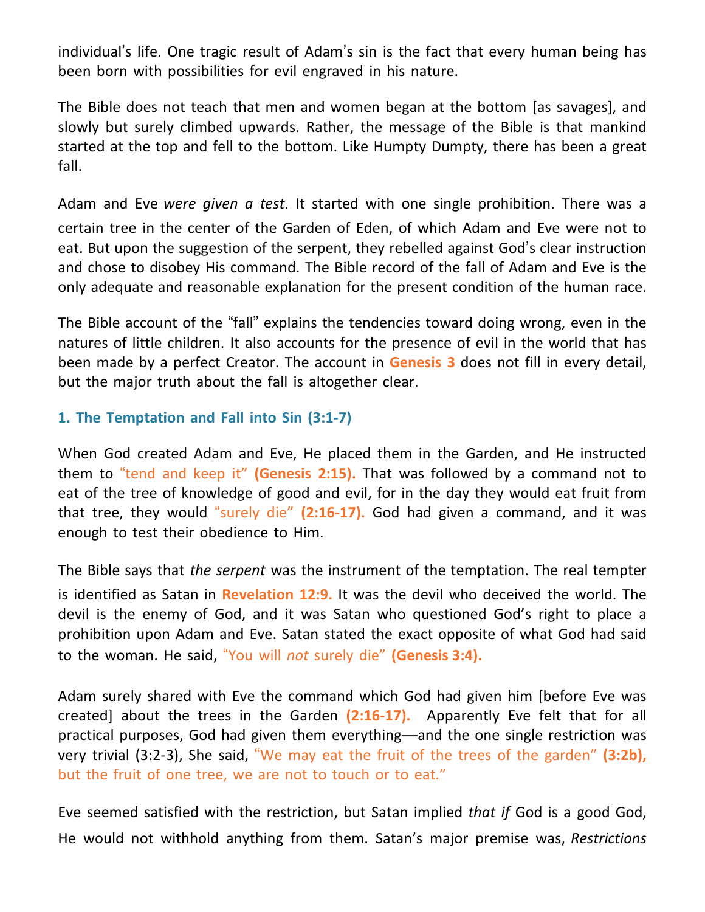individual's life. One tragic result of Adam's sin is the fact that every human being has been born with possibilities for evil engraved in his nature.

The Bible does not teach that men and women began at the bottom [as savages], and slowly but surely climbed upwards. Rather, the message of the Bible is that mankind started at the top and fell to the bottom. Like Humpty Dumpty, there has been a great fall.

Adam and Eve *were given a test*. It started with one single prohibition. There was a certain tree in the center of the Garden of Eden, of which Adam and Eve were not to eat. But upon the suggestion of the serpent, they rebelled against God's clear instruction and chose to disobey His command. The Bible record of the fall of Adam and Eve is the only adequate and reasonable explanation for the present condition of the human race.

The Bible account of the "fall" explains the tendencies toward doing wrong, even in the natures of little children. It also accounts for the presence of evil in the world that has been made by a perfect Creator. The account in **Genesis 3** does not fill in every detail, but the major truth about the fall is altogether clear.

### 1. The Temptation and Fall into Sin (3:1-7)

When God created Adam and Eve, He placed them in the Garden, and He instructed them to "tend and keep it" **(Genesis 2:15).** That was followed by a command not to eat of the tree of knowledge of good and evil, for in the day they would eat fruit from that tree, they would "surely die" **(2:16-17).** God had given a command, and it was enough to test their obedience to Him.

The Bible says that *the serpent* was the instrument of the temptation. The real tempter is identified as Satan in **Revelation 12:9.** It was the devil who deceived the world. The devil is the enemy of God, and it was Satan who questioned God's right to place a prohibition upon Adam and Eve. Satan stated the exact opposite of what God had said to the woman. He said, "You will *not* surely die" **(Genesis 3:4).**

Adam surely shared with Eve the command which God had given him [before Eve was created] about the trees in the Garden **(2:16-17).** Apparently Eve felt that for all practical purposes, God had given them everything—and the one single restriction was very trivial (3:2-3), She said, "We may eat the fruit of the trees of the garden" **(3:2b),** but the fruit of one tree, we are not to touch or to eat."

Eve seemed satisfied with the restriction, but Satan implied *that if* God is a good God, He would not withhold anything from them. Satan's major premise was, *Restrictions*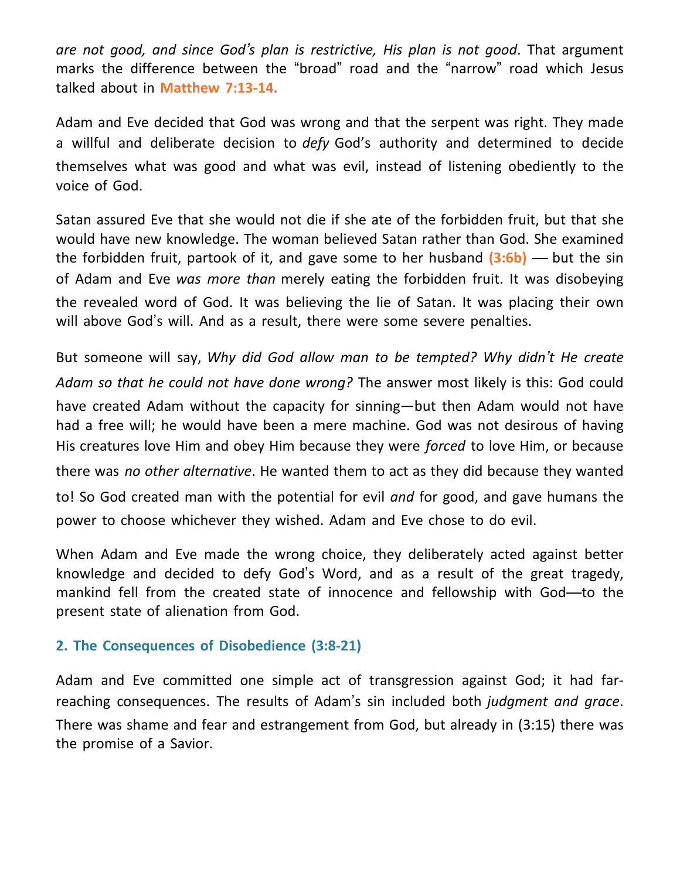*are not good, and since God's plan is restrictive, His plan is not good*. That argument marks the difference between the "broad" road and the "narrow" road which Jesus talked about in **Matthew 7:13-14.**

Adam and Eve decided that God was wrong and that the serpent was right. They made a willful and deliberate decision to *defy* God's authority and determined to decide themselves what was good and what was evil, instead of listening obediently to the voice of God.

Satan assured Eve that she would not die if she ate of the forbidden fruit, but that she would have new knowledge. The woman believed Satan rather than God. She examined the forbidden fruit, partook of it, and gave some to her husband **(3:6b)** — but the sin of Adam and Eve *was more than* merely eating the forbidden fruit. It was disobeying the revealed word of God. It was believing the lie of Satan. It was placing their own will above God's will. And as a result, there were some severe penalties.

But someone will say, *Why did God allow man to be tempted? Why didn't He create Adam so that he could not have done wrong?* The answer most likely is this: God could have created Adam without the capacity for sinning—but then Adam would not have had a free will; he would have been a mere machine. God was not desirous of having His creatures love Him and obey Him because they were *forced* to love Him, or because there was *no other alternative*. He wanted them to act as they did because they wanted to! So God created man with the potential for evil *and* for good, and gave humans the power to choose whichever they wished. Adam and Eve chose to do evil.

When Adam and Eve made the wrong choice, they deliberately acted against better knowledge and decided to defy God's Word, and as a result of the great tragedy, mankind fell from the created state of innocence and fellowship with God—to the present state of alienation from God.

### 2. The Consequences of Disobedience (3:8-21)

Adam and Eve committed one simple act of transgression against God; it had far-reaching consequences. The results of Adam's sin included both *judgment and grace*. There was shame and fear and estrangement from God, but already in (3:15) there was the promise of a Savior.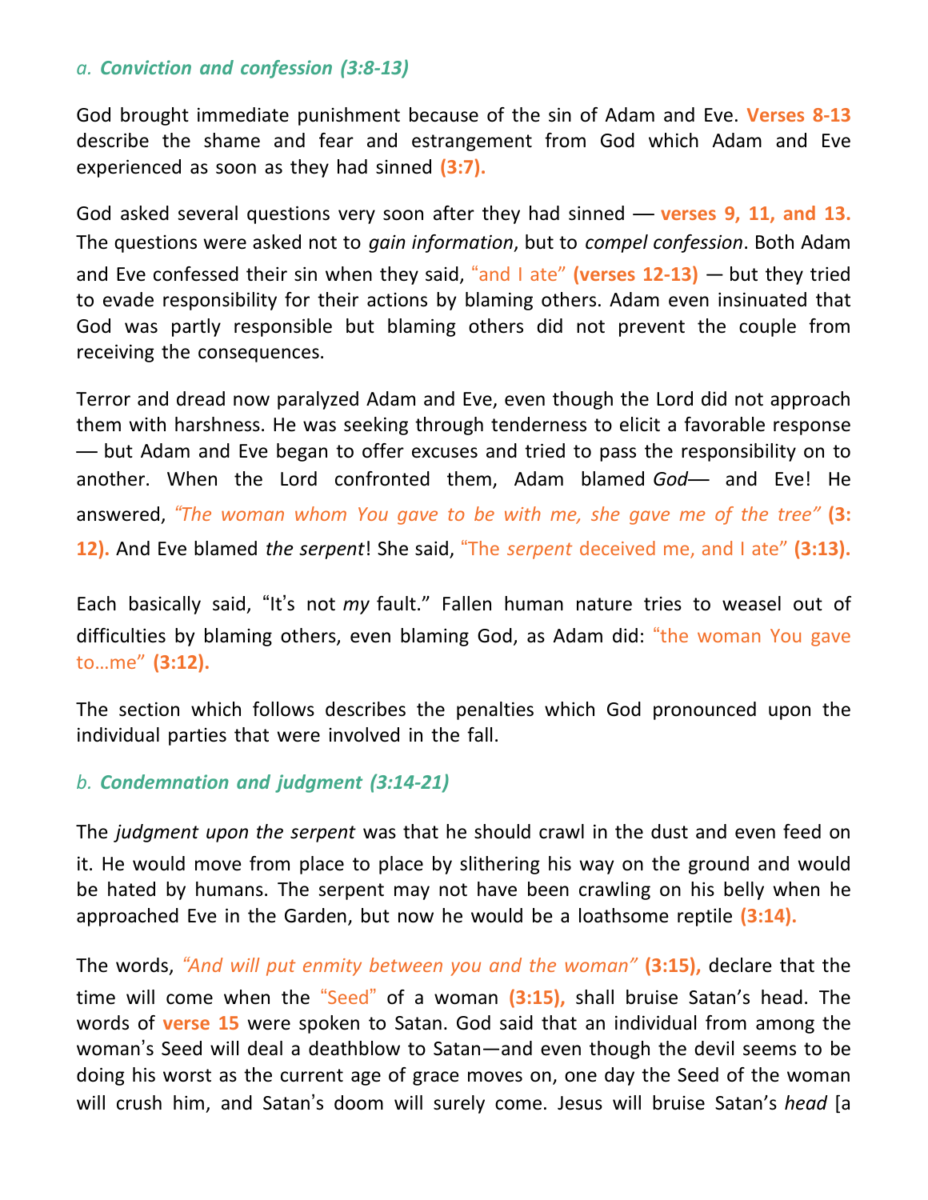### *a. **Conviction and confession (3:8-13)***

God brought immediate punishment because of the sin of Adam and Eve. **Verses 8-13** describe the shame and fear and estrangement from God which Adam and Eve experienced as soon as they had sinned **(3:7).**

God asked several questions very soon after they had sinned — **verses 9, 11, and 13.** The questions were asked not to *gain information*, but to *compel confession*. Both Adam and Eve confessed their sin when they said, "and I ate" **(verses 12-13)** — but they tried to evade responsibility for their actions by blaming others. Adam even insinuated that God was partly responsible but blaming others did not prevent the couple from receiving the consequences.

Terror and dread now paralyzed Adam and Eve, even though the Lord did not approach them with harshness. He was seeking through tenderness to elicit a favorable response — but Adam and Eve began to offer excuses and tried to pass the responsibility on to another. When the Lord confronted them, Adam blamed *God*— and Eve! He answered, *"The woman whom You gave to be with me, she gave me of the tree"* **(3: 12).** And Eve blamed *the serpent*! She said, "The *serpent* deceived me, and I ate" **(3:13).**

Each basically said, "It's not *my* fault." Fallen human nature tries to weasel out of difficulties by blaming others, even blaming God, as Adam did: "the woman You gave to…me" **(3:12).**

The section which follows describes the penalties which God pronounced upon the individual parties that were involved in the fall.

### *b. **Condemnation and judgment (3:14-21)***

The *judgment upon the serpent* was that he should crawl in the dust and even feed on it. He would move from place to place by slithering his way on the ground and would be hated by humans. The serpent may not have been crawling on his belly when he approached Eve in the Garden, but now he would be a loathsome reptile **(3:14).**

The words, *"And will put enmity between you and the woman"* **(3:15),** declare that the time will come when the "Seed" of a woman **(3:15),** shall bruise Satan's head. The words of **verse 15** were spoken to Satan. God said that an individual from among the woman's Seed will deal a deathblow to Satan—and even though the devil seems to be doing his worst as the current age of grace moves on, one day the Seed of the woman will crush him, and Satan's doom will surely come. Jesus will bruise Satan's *head* [a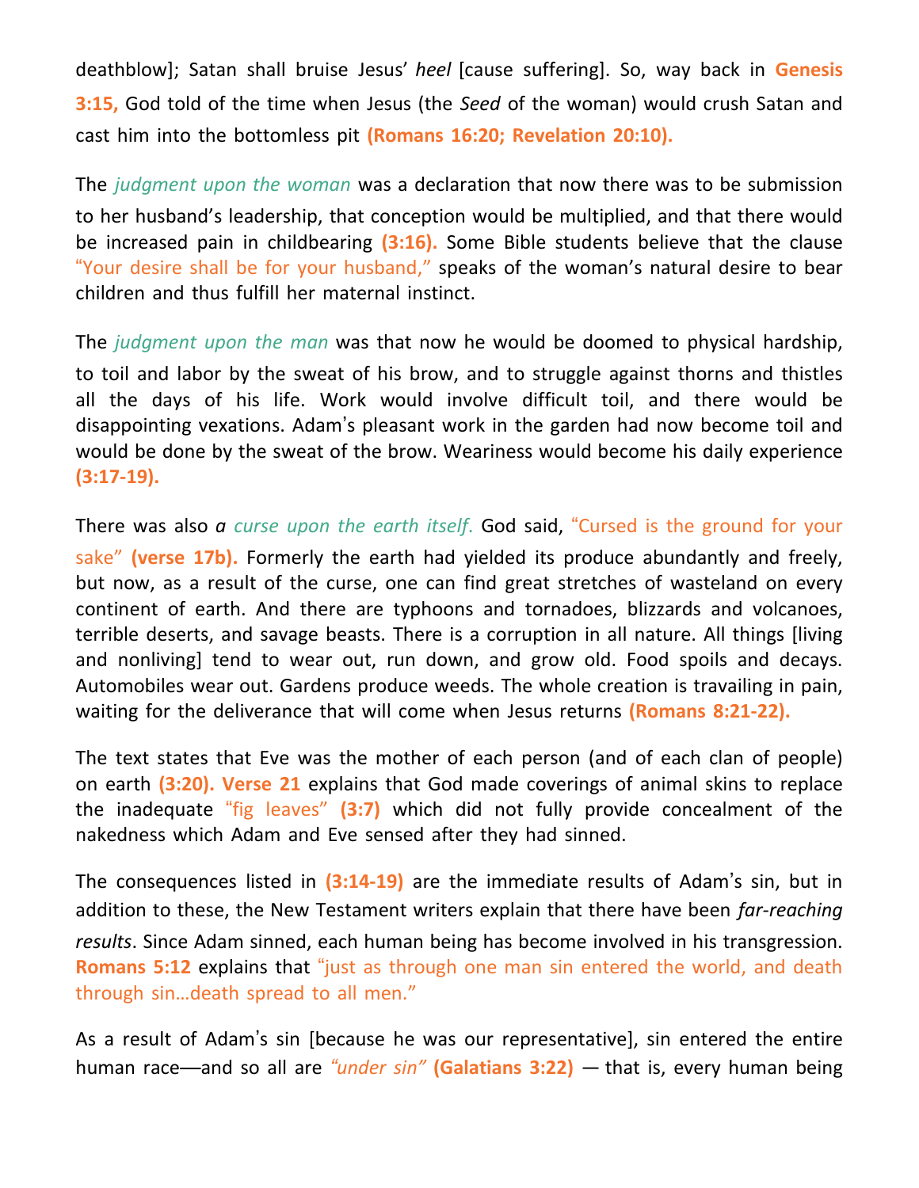deathblow]; Satan shall bruise Jesus' *heel* [cause suffering]. So, way back in **Genesis 3:15,** God told of the time when Jesus (the *Seed* of the woman) would crush Satan and cast him into the bottomless pit **(Romans 16:20; Revelation 20:10).**

The *judgment upon the woman* was a declaration that now there was to be submission to her husband's leadership, that conception would be multiplied, and that there would be increased pain in childbearing **(3:16).** Some Bible students believe that the clause "Your desire shall be for your husband," speaks of the woman's natural desire to bear children and thus fulfill her maternal instinct.

The *judgment upon the man* was that now he would be doomed to physical hardship, to toil and labor by the sweat of his brow, and to struggle against thorns and thistles all the days of his life. Work would involve difficult toil, and there would be disappointing vexations. Adam's pleasant work in the garden had now become toil and would be done by the sweat of the brow. Weariness would become his daily experience **(3:17-19).**

There was also *a curse upon the earth itself.* God said, "Cursed is the ground for your sake" **(verse 17b).** Formerly the earth had yielded its produce abundantly and freely, but now, as a result of the curse, one can find great stretches of wasteland on every continent of earth. And there are typhoons and tornadoes, blizzards and volcanoes, terrible deserts, and savage beasts. There is a corruption in all nature. All things [living and nonliving] tend to wear out, run down, and grow old. Food spoils and decays. Automobiles wear out. Gardens produce weeds. The whole creation is travailing in pain, waiting for the deliverance that will come when Jesus returns **(Romans 8:21-22).**

The text states that Eve was the mother of each person (and of each clan of people) on earth **(3:20). Verse 21** explains that God made coverings of animal skins to replace the inadequate "fig leaves" **(3:7)** which did not fully provide concealment of the nakedness which Adam and Eve sensed after they had sinned.

The consequences listed in **(3:14-19)** are the immediate results of Adam's sin, but in addition to these, the New Testament writers explain that there have been *far-reaching results*. Since Adam sinned, each human being has become involved in his transgression. **Romans 5:12** explains that "just as through one man sin entered the world, and death through sin…death spread to all men."

As a result of Adam's sin [because he was our representative], sin entered the entire human race—and so all are *"under sin"* **(Galatians 3:22)** — that is, every human being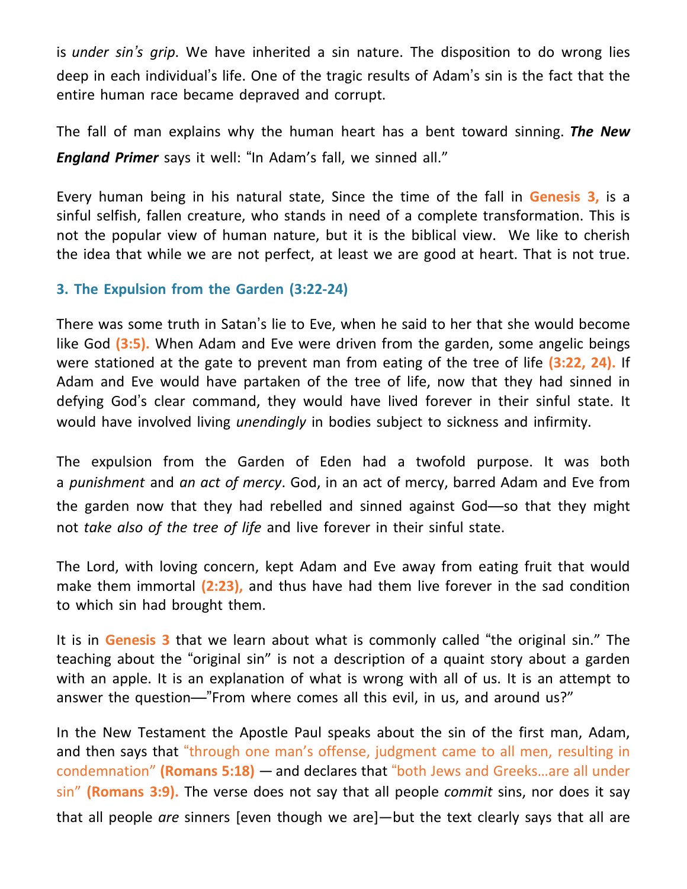is *under sin's grip*. We have inherited a sin nature. The disposition to do wrong lies deep in each individual's life. One of the tragic results of Adam's sin is the fact that the entire human race became depraved and corrupt.

The fall of man explains why the human heart has a bent toward sinning. ***The New England Primer*** says it well: "In Adam's fall, we sinned all."

Every human being in his natural state, Since the time of the fall in **Genesis 3,** is a sinful selfish, fallen creature, who stands in need of a complete transformation. This is not the popular view of human nature, but it is the biblical view. We like to cherish the idea that while we are not perfect, at least we are good at heart. That is not true.

### 3. The Expulsion from the Garden (3:22-24)

There was some truth in Satan's lie to Eve, when he said to her that she would become like God **(3:5).** When Adam and Eve were driven from the garden, some angelic beings were stationed at the gate to prevent man from eating of the tree of life **(3:22, 24).** If Adam and Eve would have partaken of the tree of life, now that they had sinned in defying God's clear command, they would have lived forever in their sinful state. It would have involved living *unendingly* in bodies subject to sickness and infirmity.

The expulsion from the Garden of Eden had a twofold purpose. It was both a *punishment* and *an act of mercy*. God, in an act of mercy, barred Adam and Eve from the garden now that they had rebelled and sinned against God—so that they might not *take also of the tree of life* and live forever in their sinful state.

The Lord, with loving concern, kept Adam and Eve away from eating fruit that would make them immortal **(2:23),** and thus have had them live forever in the sad condition to which sin had brought them.

It is in **Genesis 3** that we learn about what is commonly called "the original sin." The teaching about the "original sin" is not a description of a quaint story about a garden with an apple. It is an explanation of what is wrong with all of us. It is an attempt to answer the question—"From where comes all this evil, in us, and around us?"

In the New Testament the Apostle Paul speaks about the sin of the first man, Adam, and then says that "through one man's offense, judgment came to all men, resulting in condemnation" **(Romans 5:18)** — and declares that "both Jews and Greeks…are all under sin" **(Romans 3:9).** The verse does not say that all people *commit* sins, nor does it say that all people *are* sinners [even though we are]—but the text clearly says that all are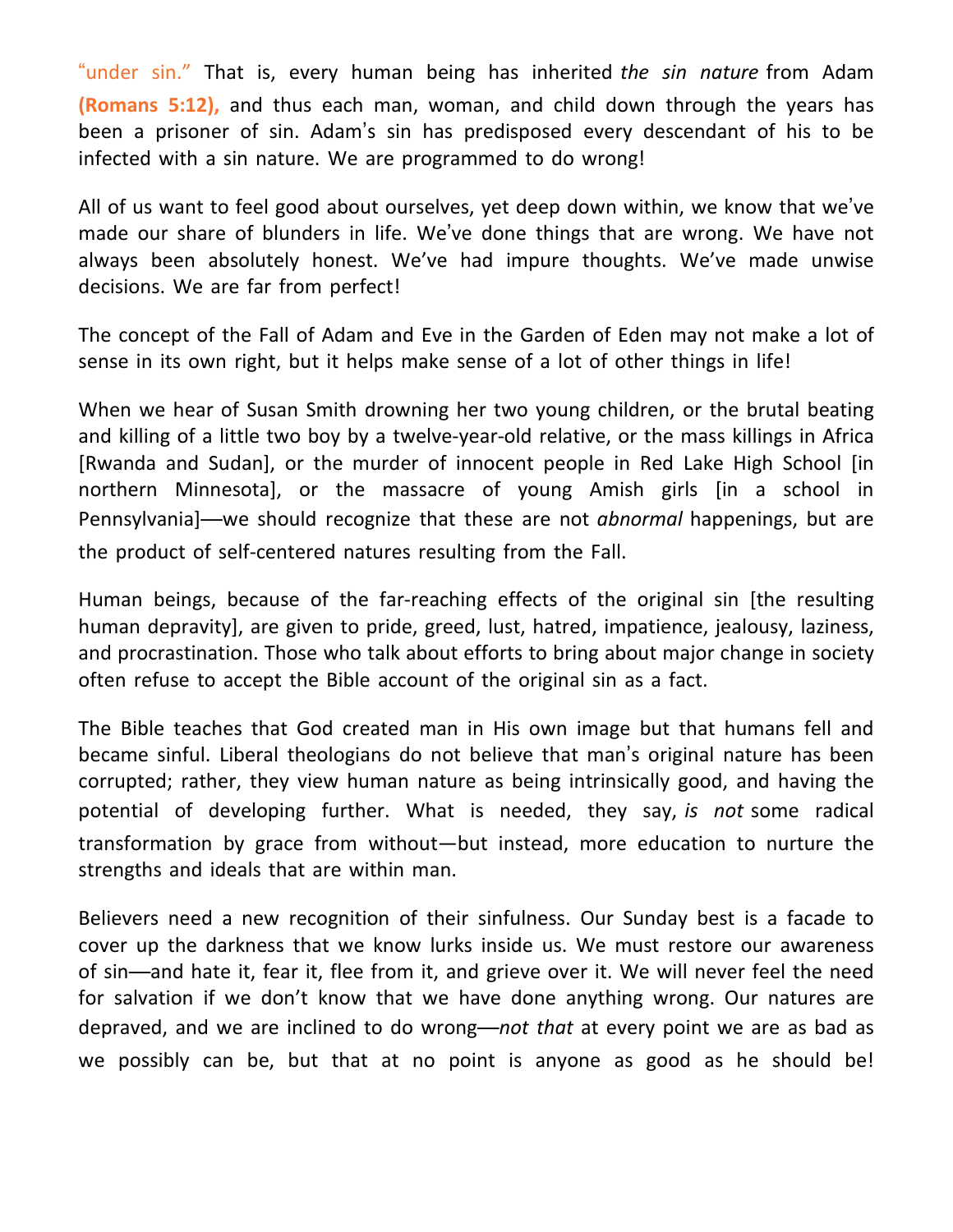"under sin." That is, every human being has inherited *the sin nature* from Adam **(Romans 5:12),** and thus each man, woman, and child down through the years has been a prisoner of sin. Adam's sin has predisposed every descendant of his to be infected with a sin nature. We are programmed to do wrong!

All of us want to feel good about ourselves, yet deep down within, we know that we've made our share of blunders in life. We've done things that are wrong. We have not always been absolutely honest. We've had impure thoughts. We've made unwise decisions. We are far from perfect!

The concept of the Fall of Adam and Eve in the Garden of Eden may not make a lot of sense in its own right, but it helps make sense of a lot of other things in life!

When we hear of Susan Smith drowning her two young children, or the brutal beating and killing of a little two boy by a twelve-year-old relative, or the mass killings in Africa [Rwanda and Sudan], or the murder of innocent people in Red Lake High School [in northern Minnesota], or the massacre of young Amish girls [in a school in Pennsylvania]—we should recognize that these are not *abnormal* happenings, but are the product of self-centered natures resulting from the Fall.

Human beings, because of the far-reaching effects of the original sin [the resulting human depravity], are given to pride, greed, lust, hatred, impatience, jealousy, laziness, and procrastination. Those who talk about efforts to bring about major change in society often refuse to accept the Bible account of the original sin as a fact.

The Bible teaches that God created man in His own image but that humans fell and became sinful. Liberal theologians do not believe that man's original nature has been corrupted; rather, they view human nature as being intrinsically good, and having the potential of developing further. What is needed, they say, *is not* some radical transformation by grace from without—but instead, more education to nurture the strengths and ideals that are within man.

Believers need a new recognition of their sinfulness. Our Sunday best is a facade to cover up the darkness that we know lurks inside us. We must restore our awareness of sin—and hate it, fear it, flee from it, and grieve over it. We will never feel the need for salvation if we don't know that we have done anything wrong. Our natures are depraved, and we are inclined to do wrong—*not that* at every point we are as bad as we possibly can be, but that at no point is anyone as good as he should be!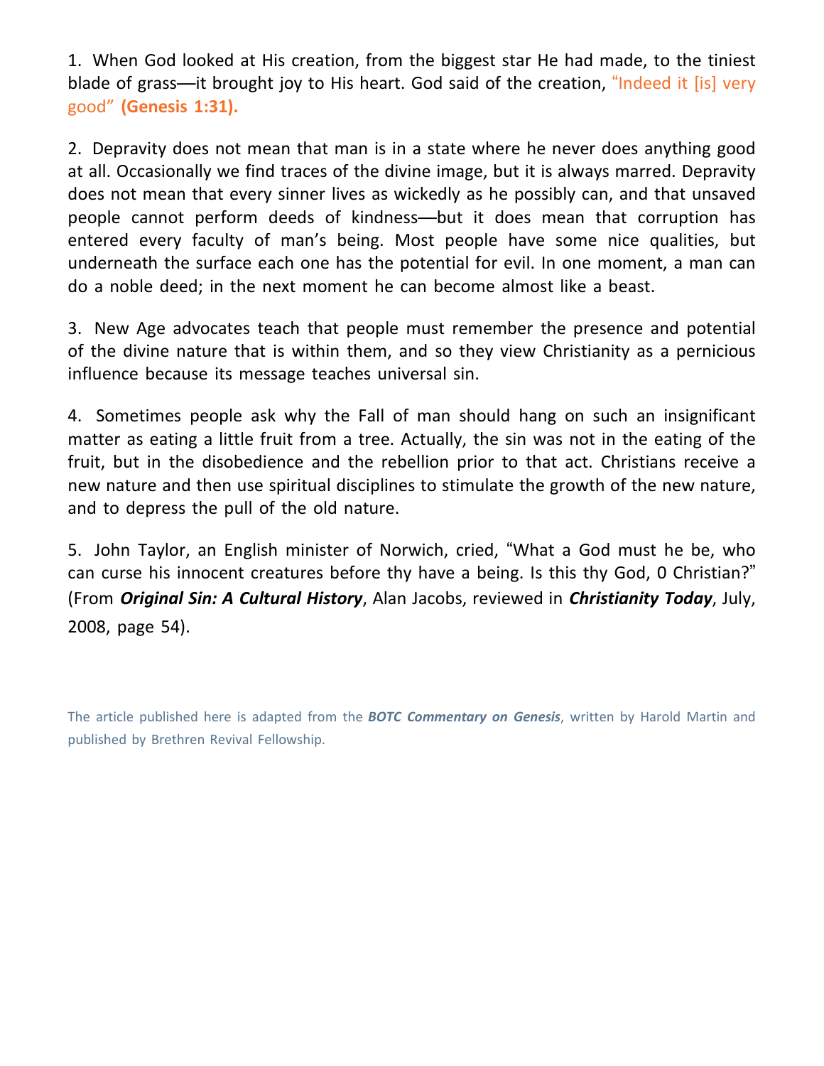1. When God looked at His creation, from the biggest star He had made, to the tiniest blade of grass—it brought joy to His heart. God said of the creation, "Indeed it [is] very good" **(Genesis 1:31).**

2. Depravity does not mean that man is in a state where he never does anything good at all. Occasionally we find traces of the divine image, but it is always marred. Depravity does not mean that every sinner lives as wickedly as he possibly can, and that unsaved people cannot perform deeds of kindness—but it does mean that corruption has entered every faculty of man's being. Most people have some nice qualities, but underneath the surface each one has the potential for evil. In one moment, a man can do a noble deed; in the next moment he can become almost like a beast.

3. New Age advocates teach that people must remember the presence and potential of the divine nature that is within them, and so they view Christianity as a pernicious influence because its message teaches universal sin.

4. Sometimes people ask why the Fall of man should hang on such an insignificant matter as eating a little fruit from a tree. Actually, the sin was not in the eating of the fruit, but in the disobedience and the rebellion prior to that act. Christians receive a new nature and then use spiritual disciplines to stimulate the growth of the new nature, and to depress the pull of the old nature.

5. John Taylor, an English minister of Norwich, cried, "What a God must he be, who can curse his innocent creatures before thy have a being. Is this thy God, 0 Christian?" (From ***Original Sin: A Cultural History***, Alan Jacobs, reviewed in ***Christianity Today***, July, 2008, page 54).

The article published here is adapted from the ***BOTC Commentary on Genesis***, written by Harold Martin and published by Brethren Revival Fellowship.